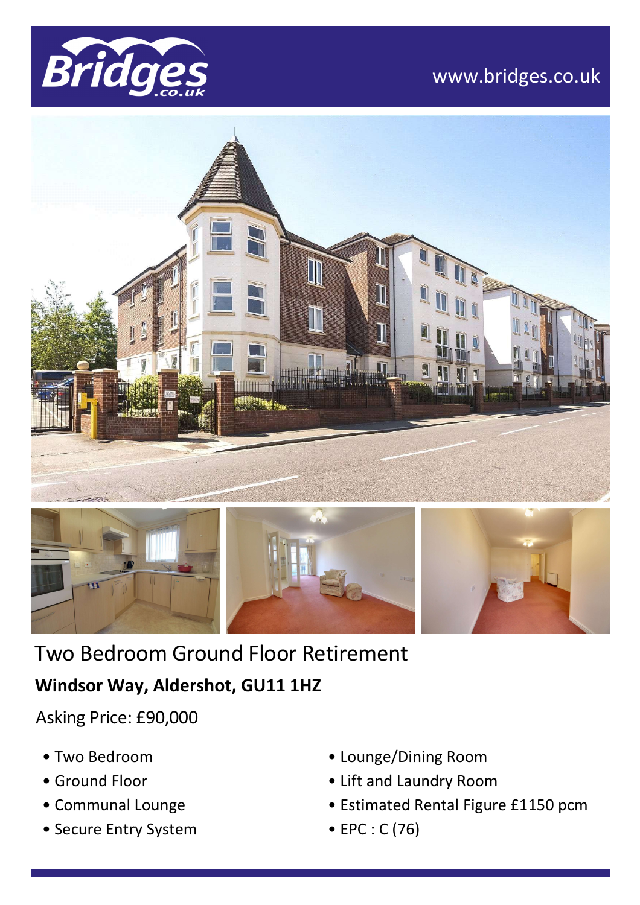www.bridges.co.uk

# Two Bedroom Ground Floor Retirement

## Windsor Way, Aldershot, GU11 1HZ

Asking Price: £90,000

- Two Bedroom
- Ground Floor
- Communal Lounge
- Secure Entry System
- Lounge/Dining Room
- Lift and Laundry Room
- Estimated Rental Figure £1150 pcm
- EPC : C (76)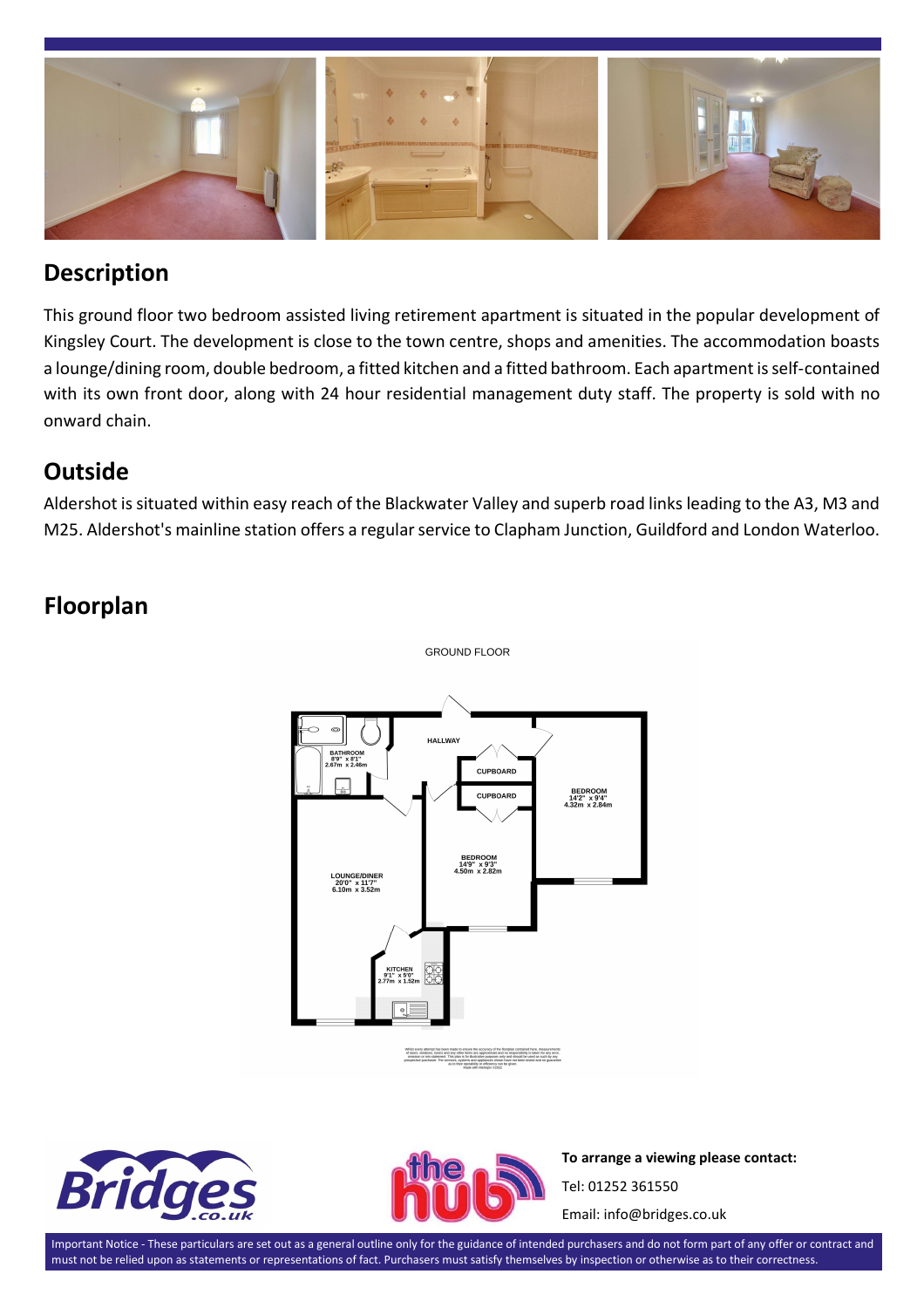## Description

This ground floor two bedroom assisted living retirement apartment is situated in the popular development of Kingsley Court. The development is close to the town centre, shops and amenities. The accommodation boasts a lounge/dining room, double bedroom, a fitted kitchen and a fitted bathroom. Each apartment is self-contained with its own front door, along with 24 hour residential management duty staff. The property is sold with no onward chain.

## Outside

Aldershot is situated within easy reach of the Blackwater Valley and superb road links leading to the A3, M3 and M25. Aldershot's mainline station offers a regular service to Clapham Junction, Guildford and London Waterloo.

## Floorplan

GROUND FLOOR

BATHROOM
8'9" x 8'1"
2.67m x 2.46m

HALLWAY

CUPBOARD

CUPBOARD

BEDROOM
14'2" x 9'4"
4.32m x 2.84m

BEDROOM
14'9" x 9'3"
4.50m x 2.82m

LOUNGE/DINER
20'0" x 11'7"
6.10m x 3.52m

KITCHEN
9'1" x 5'0"
2.77m x 1.52m

**To arrange a viewing please contact:**

Tel: 01252 361550

Email: info@bridges.co.uk

Important Notice - These particulars are set out as a general outline only for the guidance of intended purchasers and do not form part of any offer or contract and must not be relied upon as statements or representations of fact. Purchasers must satisfy themselves by inspection or otherwise as to their correctness.